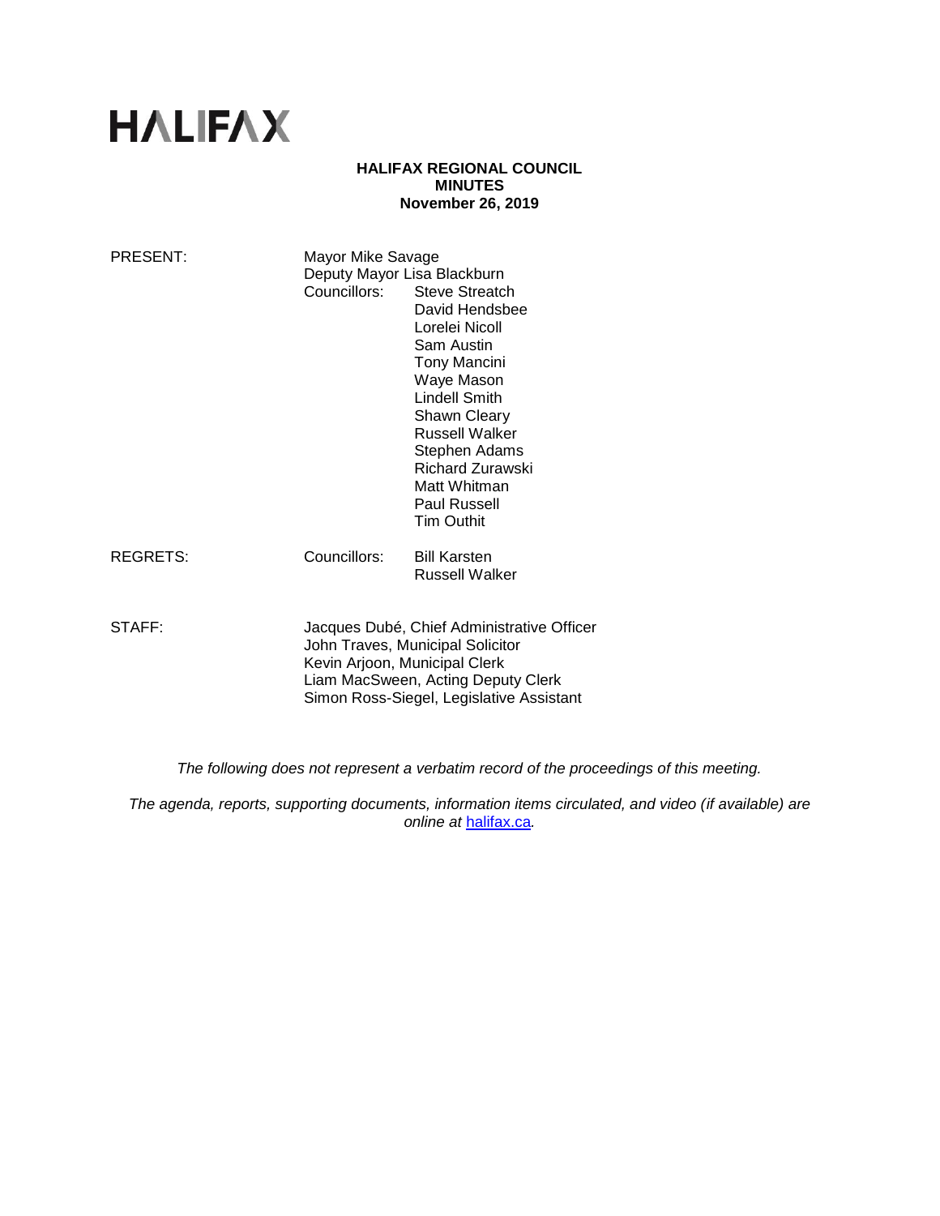# HALIFAX

**HALIFAX REGIONAL COUNCIL**
**MINUTES**
**November 26, 2019**

| | | |
|---|---|---|
| PRESENT: | Mayor Mike Savage | |
| | Deputy Mayor Lisa Blackburn | |
| | Councillors: | Steve Streatch |
| | | David Hendsbee |
| | | Lorelei Nicoll |
| | | Sam Austin |
| | | Tony Mancini |
| | | Waye Mason |
| | | Lindell Smith |
| | | Shawn Cleary |
| | | Russell Walker |
| | | Stephen Adams |
| | | Richard Zurawski |
| | | Matt Whitman |
| | | Paul Russell |
| | | Tim Outhit |
| REGRETS: | Councillors: | Bill Karsten |
| | | Russell Walker |
| STAFF: | Jacques Dubé, Chief Administrative Officer | |
| | John Traves, Municipal Solicitor | |
| | Kevin Arjoon, Municipal Clerk | |
| | Liam MacSween, Acting Deputy Clerk | |
| | Simon Ross-Siegel, Legislative Assistant | |

*The following does not represent a verbatim record of the proceedings of this meeting.*

*The agenda, reports, supporting documents, information items circulated, and video (if available) are online at [halifax.ca](halifax.ca).*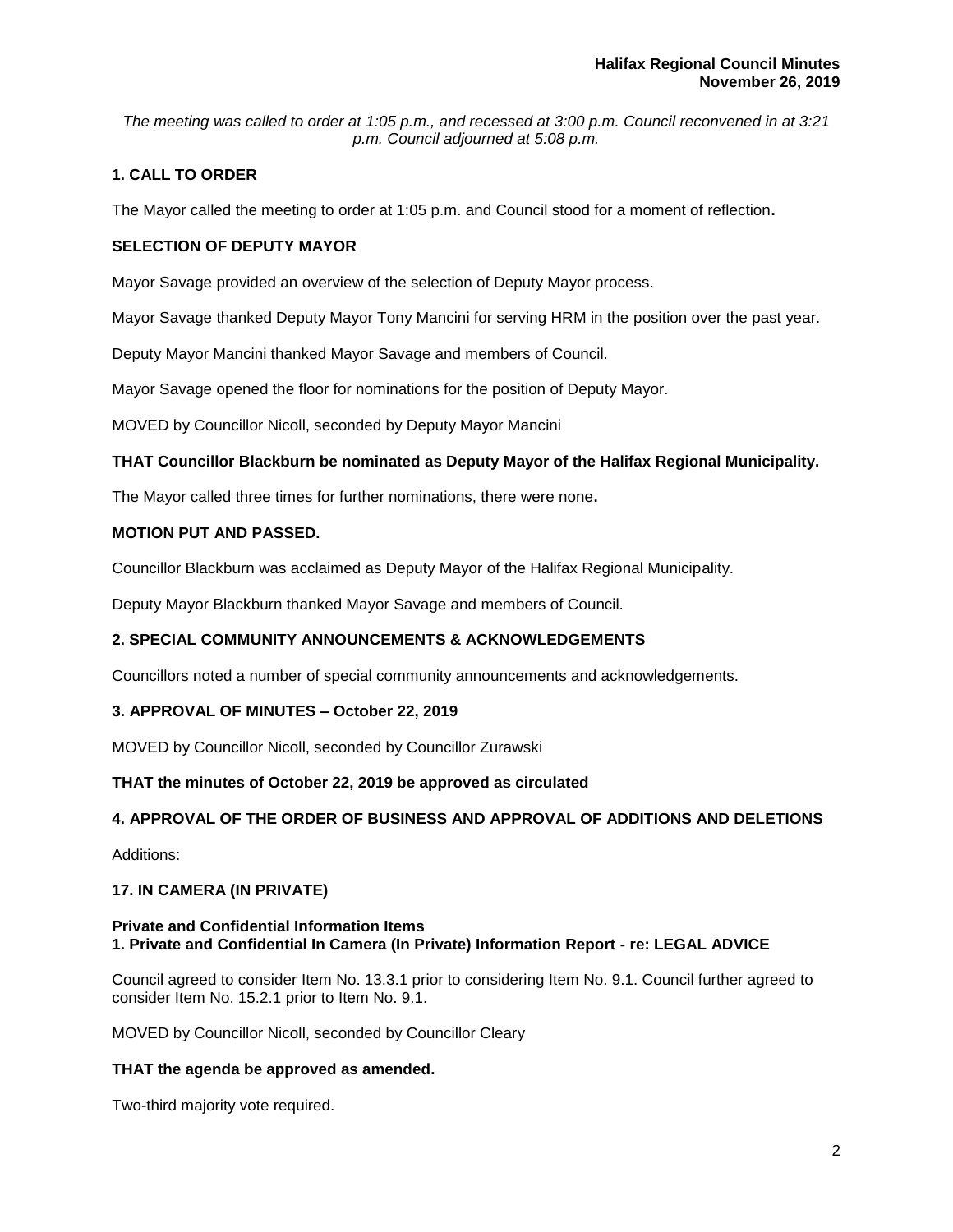*The meeting was called to order at 1:05 p.m., and recessed at 3:00 p.m. Council reconvened in at 3:21 p.m. Council adjourned at 5:08 p.m.*

## 1. CALL TO ORDER

The Mayor called the meeting to order at 1:05 p.m. and Council stood for a moment of reflection**.**

## SELECTION OF DEPUTY MAYOR

Mayor Savage provided an overview of the selection of Deputy Mayor process.

Mayor Savage thanked Deputy Mayor Tony Mancini for serving HRM in the position over the past year.

Deputy Mayor Mancini thanked Mayor Savage and members of Council.

Mayor Savage opened the floor for nominations for the position of Deputy Mayor.

MOVED by Councillor Nicoll, seconded by Deputy Mayor Mancini

**THAT Councillor Blackburn be nominated as Deputy Mayor of the Halifax Regional Municipality.**

The Mayor called three times for further nominations, there were none**.**

**MOTION PUT AND PASSED.**

Councillor Blackburn was acclaimed as Deputy Mayor of the Halifax Regional Municipality.

Deputy Mayor Blackburn thanked Mayor Savage and members of Council.

## 2. SPECIAL COMMUNITY ANNOUNCEMENTS & ACKNOWLEDGEMENTS

Councillors noted a number of special community announcements and acknowledgements.

## 3. APPROVAL OF MINUTES – October 22, 2019

MOVED by Councillor Nicoll, seconded by Councillor Zurawski

**THAT the minutes of October 22, 2019 be approved as circulated**

## 4. APPROVAL OF THE ORDER OF BUSINESS AND APPROVAL OF ADDITIONS AND DELETIONS

Additions:

**17. IN CAMERA (IN PRIVATE)**

**Private and Confidential Information Items**
**1. Private and Confidential In Camera (In Private) Information Report - re: LEGAL ADVICE**

Council agreed to consider Item No. 13.3.1 prior to considering Item No. 9.1. Council further agreed to consider Item No. 15.2.1 prior to Item No. 9.1.

MOVED by Councillor Nicoll, seconded by Councillor Cleary

**THAT the agenda be approved as amended.**

Two-third majority vote required.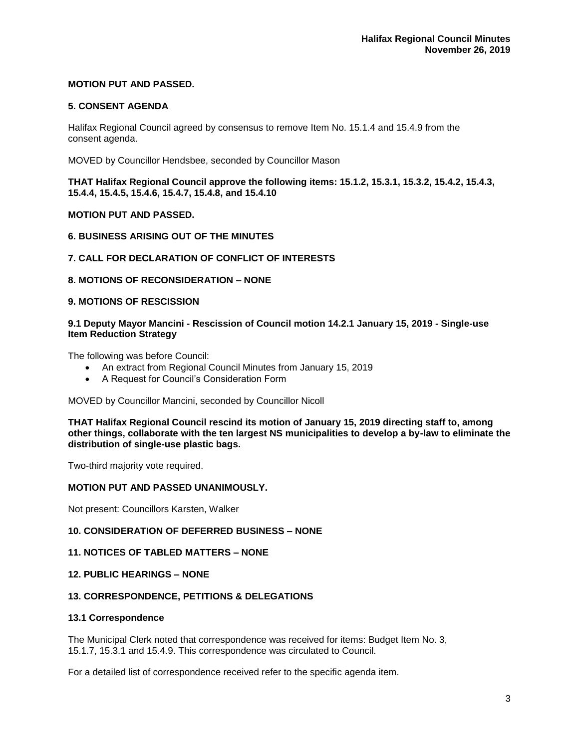**MOTION PUT AND PASSED.**

## 5. CONSENT AGENDA

Halifax Regional Council agreed by consensus to remove Item No. 15.1.4 and 15.4.9 from the consent agenda.

MOVED by Councillor Hendsbee, seconded by Councillor Mason

**THAT Halifax Regional Council approve the following items: 15.1.2, 15.3.1, 15.3.2, 15.4.2, 15.4.3, 15.4.4, 15.4.5, 15.4.6, 15.4.7, 15.4.8, and 15.4.10**

**MOTION PUT AND PASSED.**

## 6. BUSINESS ARISING OUT OF THE MINUTES

## 7. CALL FOR DECLARATION OF CONFLICT OF INTERESTS

## 8. MOTIONS OF RECONSIDERATION – NONE

## 9. MOTIONS OF RESCISSION

### 9.1 Deputy Mayor Mancini - Rescission of Council motion 14.2.1 January 15, 2019 - Single-use Item Reduction Strategy

The following was before Council:

- An extract from Regional Council Minutes from January 15, 2019
- A Request for Council's Consideration Form

MOVED by Councillor Mancini, seconded by Councillor Nicoll

**THAT Halifax Regional Council rescind its motion of January 15, 2019 directing staff to, among other things, collaborate with the ten largest NS municipalities to develop a by-law to eliminate the distribution of single-use plastic bags.**

Two-third majority vote required.

**MOTION PUT AND PASSED UNANIMOUSLY.**

Not present: Councillors Karsten, Walker

## 10. CONSIDERATION OF DEFERRED BUSINESS – NONE

## 11. NOTICES OF TABLED MATTERS – NONE

## 12. PUBLIC HEARINGS – NONE

## 13. CORRESPONDENCE, PETITIONS & DELEGATIONS

### 13.1 Correspondence

The Municipal Clerk noted that correspondence was received for items: Budget Item No. 3, 15.1.7, 15.3.1 and 15.4.9. This correspondence was circulated to Council.

For a detailed list of correspondence received refer to the specific agenda item.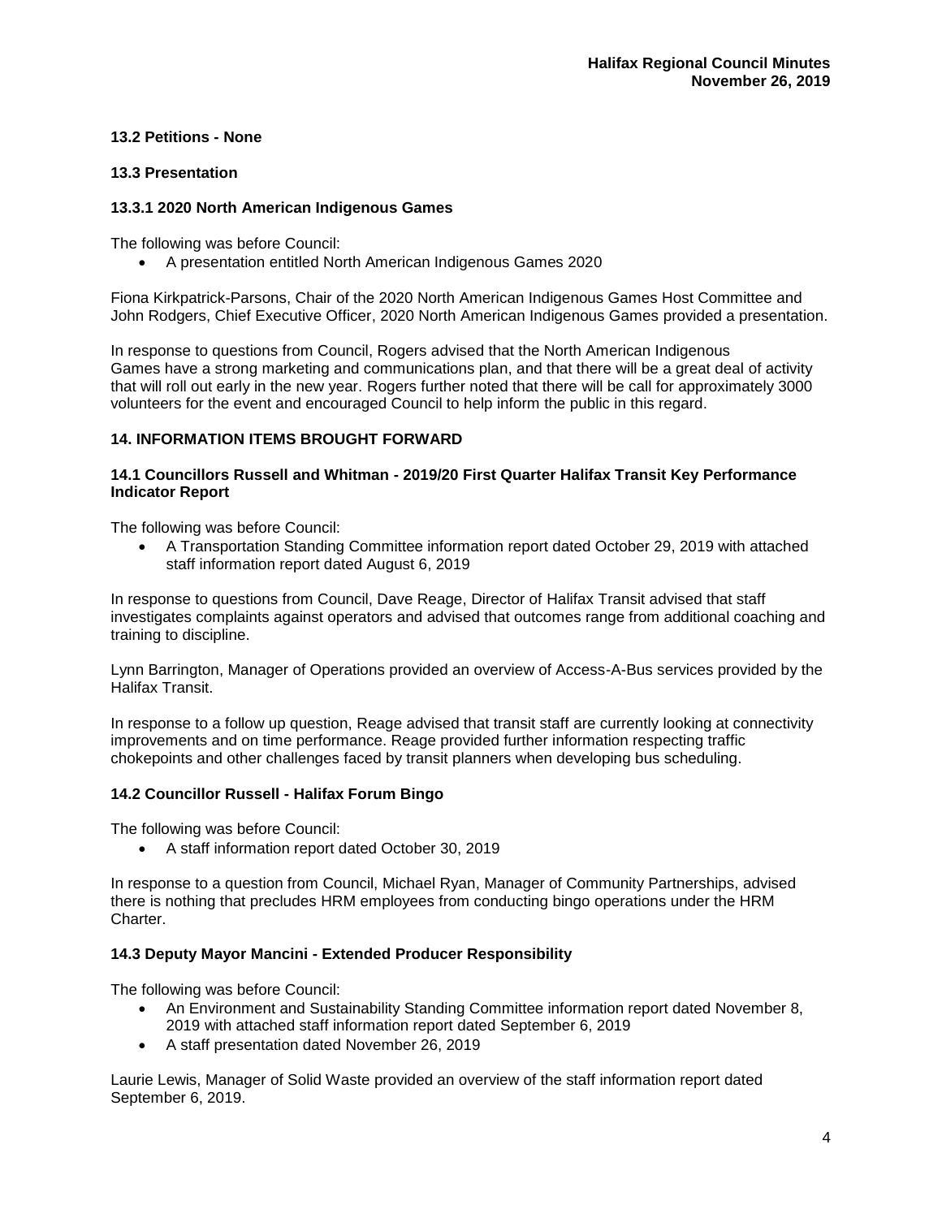**13.2 Petitions - None**

**13.3 Presentation**

**13.3.1 2020 North American Indigenous Games**

The following was before Council:

- A presentation entitled North American Indigenous Games 2020

Fiona Kirkpatrick-Parsons, Chair of the 2020 North American Indigenous Games Host Committee and John Rodgers, Chief Executive Officer, 2020 North American Indigenous Games provided a presentation.

In response to questions from Council, Rogers advised that the North American Indigenous Games have a strong marketing and communications plan, and that there will be a great deal of activity that will roll out early in the new year. Rogers further noted that there will be call for approximately 3000 volunteers for the event and encouraged Council to help inform the public in this regard.

**14. INFORMATION ITEMS BROUGHT FORWARD**

**14.1 Councillors Russell and Whitman - 2019/20 First Quarter Halifax Transit Key Performance Indicator Report**

The following was before Council:

- A Transportation Standing Committee information report dated October 29, 2019 with attached staff information report dated August 6, 2019

In response to questions from Council, Dave Reage, Director of Halifax Transit advised that staff investigates complaints against operators and advised that outcomes range from additional coaching and training to discipline.

Lynn Barrington, Manager of Operations provided an overview of Access-A-Bus services provided by the Halifax Transit.

In response to a follow up question, Reage advised that transit staff are currently looking at connectivity improvements and on time performance. Reage provided further information respecting traffic chokepoints and other challenges faced by transit planners when developing bus scheduling.

**14.2 Councillor Russell - Halifax Forum Bingo**

The following was before Council:

- A staff information report dated October 30, 2019

In response to a question from Council, Michael Ryan, Manager of Community Partnerships, advised there is nothing that precludes HRM employees from conducting bingo operations under the HRM Charter.

**14.3 Deputy Mayor Mancini - Extended Producer Responsibility**

The following was before Council:

- An Environment and Sustainability Standing Committee information report dated November 8, 2019 with attached staff information report dated September 6, 2019
- A staff presentation dated November 26, 2019

Laurie Lewis, Manager of Solid Waste provided an overview of the staff information report dated September 6, 2019.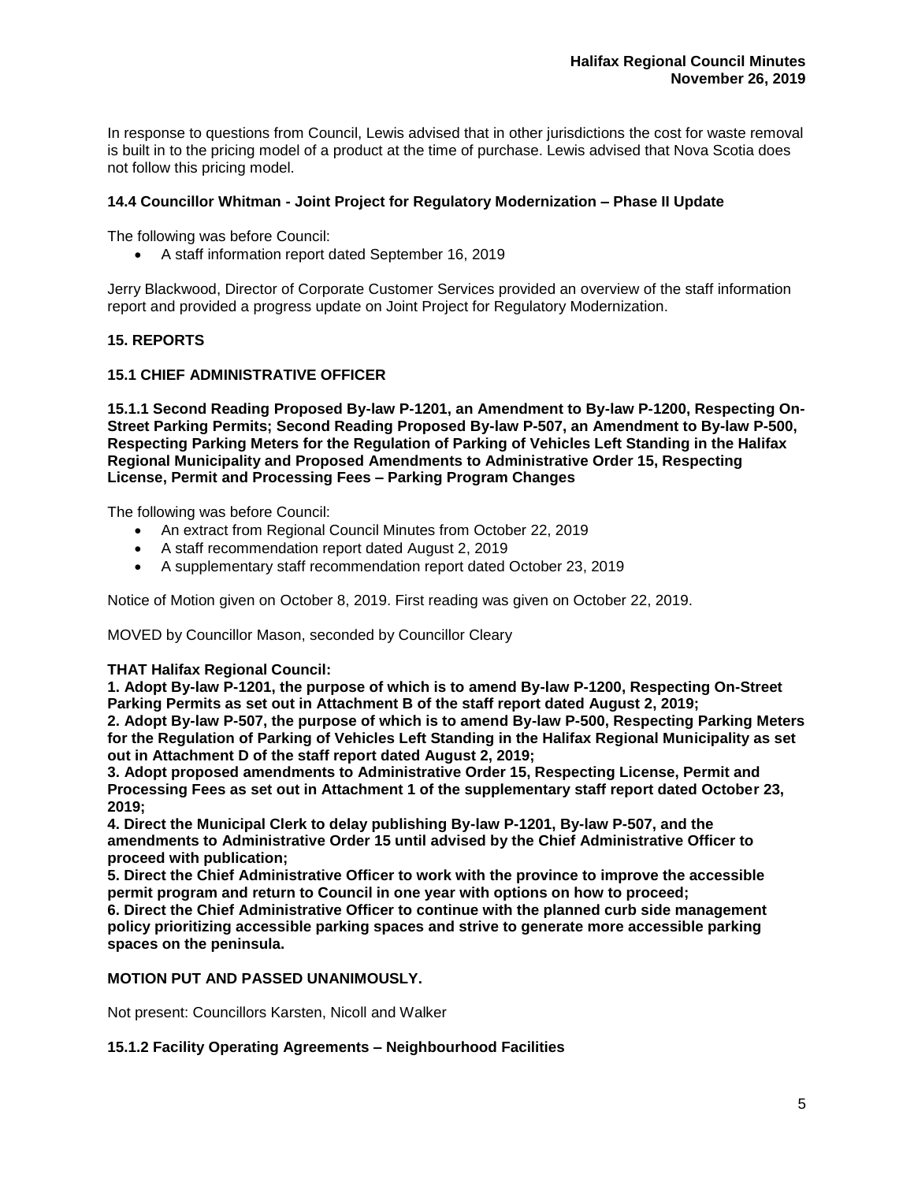In response to questions from Council, Lewis advised that in other jurisdictions the cost for waste removal is built in to the pricing model of a product at the time of purchase. Lewis advised that Nova Scotia does not follow this pricing model.

### 14.4 Councillor Whitman - Joint Project for Regulatory Modernization – Phase II Update

The following was before Council:

- A staff information report dated September 16, 2019

Jerry Blackwood, Director of Corporate Customer Services provided an overview of the staff information report and provided a progress update on Joint Project for Regulatory Modernization.

## 15. REPORTS

### 15.1 CHIEF ADMINISTRATIVE OFFICER

**15.1.1 Second Reading Proposed By-law P-1201, an Amendment to By-law P-1200, Respecting On-Street Parking Permits; Second Reading Proposed By-law P-507, an Amendment to By-law P-500, Respecting Parking Meters for the Regulation of Parking of Vehicles Left Standing in the Halifax Regional Municipality and Proposed Amendments to Administrative Order 15, Respecting License, Permit and Processing Fees – Parking Program Changes**

The following was before Council:

- An extract from Regional Council Minutes from October 22, 2019
- A staff recommendation report dated August 2, 2019
- A supplementary staff recommendation report dated October 23, 2019

Notice of Motion given on October 8, 2019. First reading was given on October 22, 2019.

MOVED by Councillor Mason, seconded by Councillor Cleary

**THAT Halifax Regional Council:**
**1. Adopt By-law P-1201, the purpose of which is to amend By-law P-1200, Respecting On-Street Parking Permits as set out in Attachment B of the staff report dated August 2, 2019;**
**2. Adopt By-law P-507, the purpose of which is to amend By-law P-500, Respecting Parking Meters for the Regulation of Parking of Vehicles Left Standing in the Halifax Regional Municipality as set out in Attachment D of the staff report dated August 2, 2019;**
**3. Adopt proposed amendments to Administrative Order 15, Respecting License, Permit and Processing Fees as set out in Attachment 1 of the supplementary staff report dated October 23, 2019;**
**4. Direct the Municipal Clerk to delay publishing By-law P-1201, By-law P-507, and the amendments to Administrative Order 15 until advised by the Chief Administrative Officer to proceed with publication;**
**5. Direct the Chief Administrative Officer to work with the province to improve the accessible permit program and return to Council in one year with options on how to proceed;**
**6. Direct the Chief Administrative Officer to continue with the planned curb side management policy prioritizing accessible parking spaces and strive to generate more accessible parking spaces on the peninsula.**

**MOTION PUT AND PASSED UNANIMOUSLY.**

Not present: Councillors Karsten, Nicoll and Walker

**15.1.2 Facility Operating Agreements – Neighbourhood Facilities**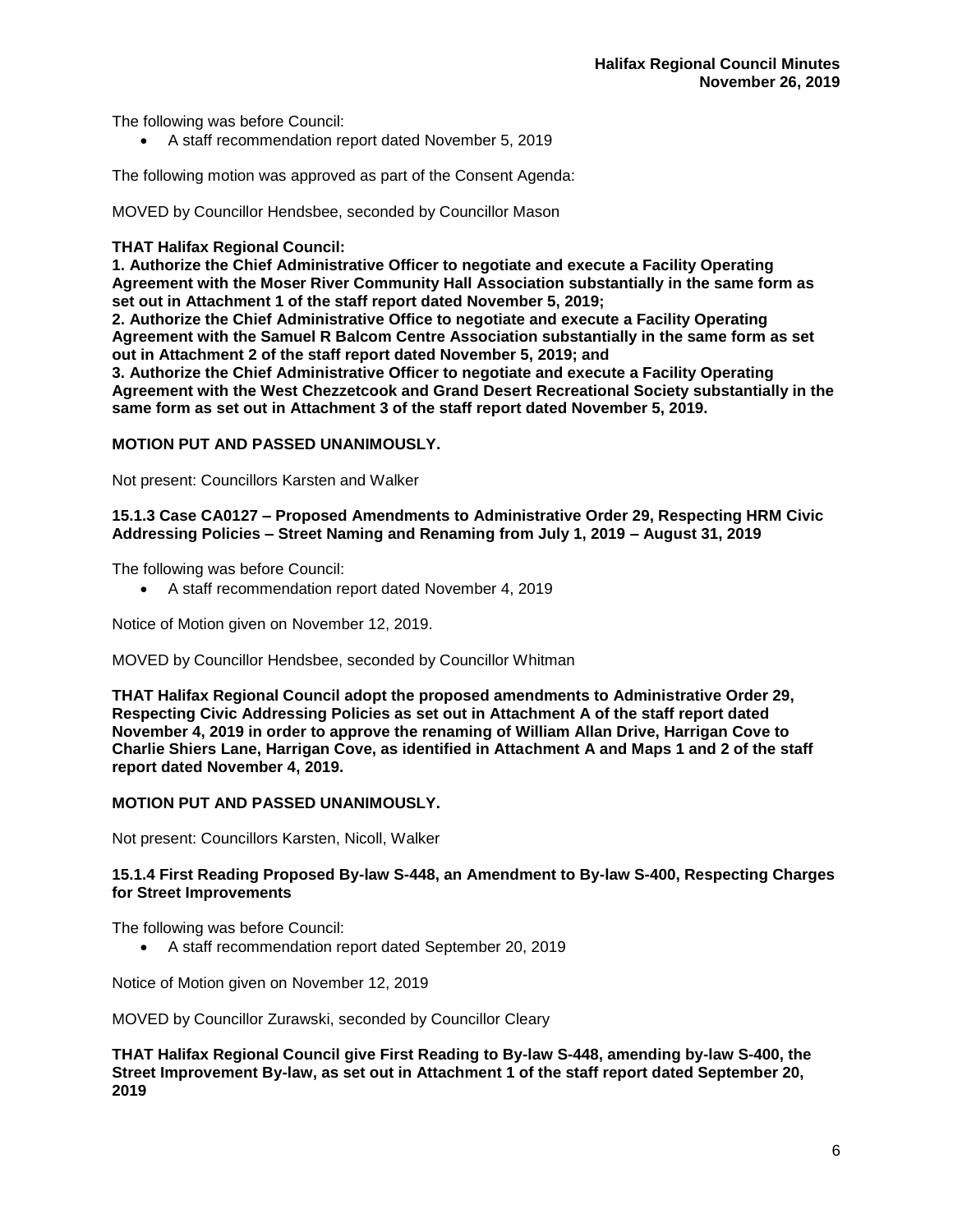The following was before Council:

- A staff recommendation report dated November 5, 2019

The following motion was approved as part of the Consent Agenda:

MOVED by Councillor Hendsbee, seconded by Councillor Mason

**THAT Halifax Regional Council:**
**1. Authorize the Chief Administrative Officer to negotiate and execute a Facility Operating Agreement with the Moser River Community Hall Association substantially in the same form as set out in Attachment 1 of the staff report dated November 5, 2019;**
**2. Authorize the Chief Administrative Office to negotiate and execute a Facility Operating Agreement with the Samuel R Balcom Centre Association substantially in the same form as set out in Attachment 2 of the staff report dated November 5, 2019; and**
**3. Authorize the Chief Administrative Officer to negotiate and execute a Facility Operating Agreement with the West Chezzetcook and Grand Desert Recreational Society substantially in the same form as set out in Attachment 3 of the staff report dated November 5, 2019.**

**MOTION PUT AND PASSED UNANIMOUSLY.**

Not present: Councillors Karsten and Walker

**15.1.3 Case CA0127 – Proposed Amendments to Administrative Order 29, Respecting HRM Civic Addressing Policies – Street Naming and Renaming from July 1, 2019 – August 31, 2019**

The following was before Council:

- A staff recommendation report dated November 4, 2019

Notice of Motion given on November 12, 2019.

MOVED by Councillor Hendsbee, seconded by Councillor Whitman

**THAT Halifax Regional Council adopt the proposed amendments to Administrative Order 29, Respecting Civic Addressing Policies as set out in Attachment A of the staff report dated November 4, 2019 in order to approve the renaming of William Allan Drive, Harrigan Cove to Charlie Shiers Lane, Harrigan Cove, as identified in Attachment A and Maps 1 and 2 of the staff report dated November 4, 2019.**

**MOTION PUT AND PASSED UNANIMOUSLY.**

Not present: Councillors Karsten, Nicoll, Walker

**15.1.4 First Reading Proposed By-law S-448, an Amendment to By-law S-400, Respecting Charges for Street Improvements**

The following was before Council:

- A staff recommendation report dated September 20, 2019

Notice of Motion given on November 12, 2019

MOVED by Councillor Zurawski, seconded by Councillor Cleary

**THAT Halifax Regional Council give First Reading to By-law S-448, amending by-law S-400, the Street Improvement By-law, as set out in Attachment 1 of the staff report dated September 20, 2019**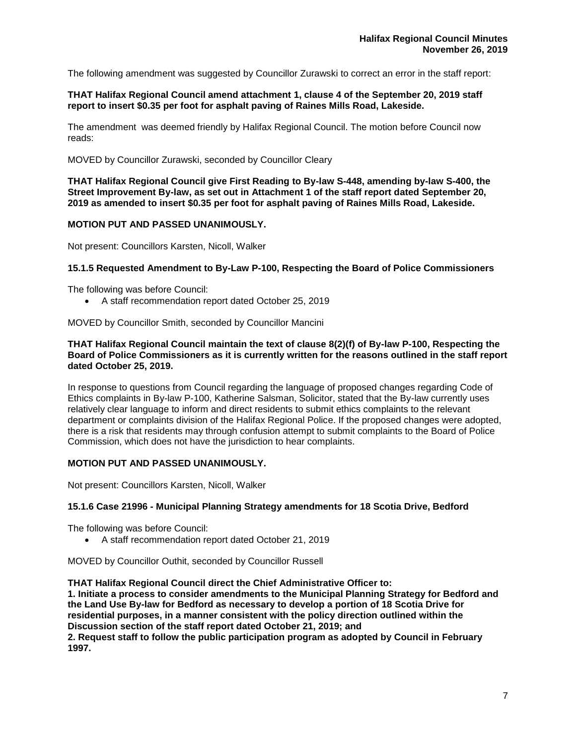The following amendment was suggested by Councillor Zurawski to correct an error in the staff report:

**THAT Halifax Regional Council amend attachment 1, clause 4 of the September 20, 2019 staff report to insert $0.35 per foot for asphalt paving of Raines Mills Road, Lakeside.**

The amendment was deemed friendly by Halifax Regional Council. The motion before Council now reads:

MOVED by Councillor Zurawski, seconded by Councillor Cleary

**THAT Halifax Regional Council give First Reading to By-law S-448, amending by-law S-400, the Street Improvement By-law, as set out in Attachment 1 of the staff report dated September 20, 2019 as amended to insert $0.35 per foot for asphalt paving of Raines Mills Road, Lakeside.**

**MOTION PUT AND PASSED UNANIMOUSLY.**

Not present: Councillors Karsten, Nicoll, Walker

### 15.1.5 Requested Amendment to By-Law P-100, Respecting the Board of Police Commissioners

The following was before Council:

- A staff recommendation report dated October 25, 2019

MOVED by Councillor Smith, seconded by Councillor Mancini

**THAT Halifax Regional Council maintain the text of clause 8(2)(f) of By-law P-100, Respecting the Board of Police Commissioners as it is currently written for the reasons outlined in the staff report dated October 25, 2019.**

In response to questions from Council regarding the language of proposed changes regarding Code of Ethics complaints in By-law P-100, Katherine Salsman, Solicitor, stated that the By-law currently uses relatively clear language to inform and direct residents to submit ethics complaints to the relevant department or complaints division of the Halifax Regional Police. If the proposed changes were adopted, there is a risk that residents may through confusion attempt to submit complaints to the Board of Police Commission, which does not have the jurisdiction to hear complaints.

**MOTION PUT AND PASSED UNANIMOUSLY.**

Not present: Councillors Karsten, Nicoll, Walker

### 15.1.6 Case 21996 - Municipal Planning Strategy amendments for 18 Scotia Drive, Bedford

The following was before Council:

- A staff recommendation report dated October 21, 2019

MOVED by Councillor Outhit, seconded by Councillor Russell

**THAT Halifax Regional Council direct the Chief Administrative Officer to:**
**1. Initiate a process to consider amendments to the Municipal Planning Strategy for Bedford and the Land Use By-law for Bedford as necessary to develop a portion of 18 Scotia Drive for residential purposes, in a manner consistent with the policy direction outlined within the Discussion section of the staff report dated October 21, 2019; and**
**2. Request staff to follow the public participation program as adopted by Council in February 1997.**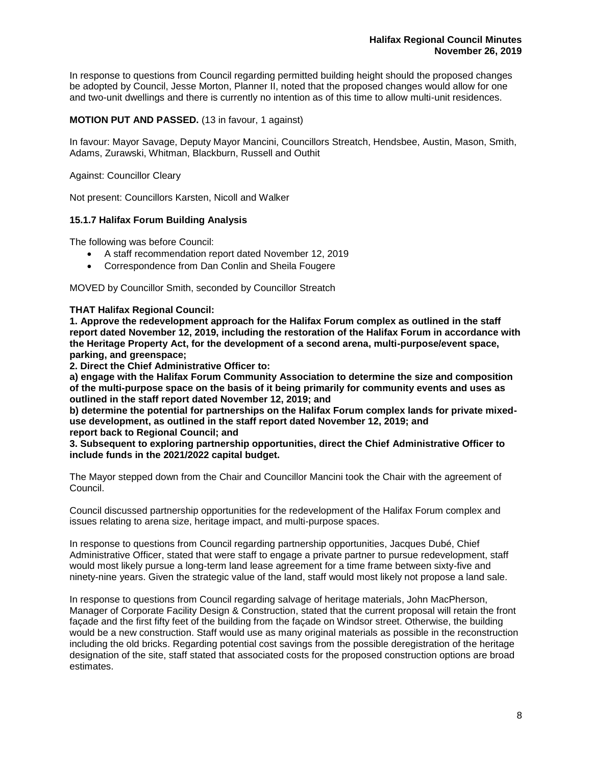In response to questions from Council regarding permitted building height should the proposed changes be adopted by Council, Jesse Morton, Planner II, noted that the proposed changes would allow for one and two-unit dwellings and there is currently no intention as of this time to allow multi-unit residences.

**MOTION PUT AND PASSED.** (13 in favour, 1 against)

In favour: Mayor Savage, Deputy Mayor Mancini, Councillors Streatch, Hendsbee, Austin, Mason, Smith, Adams, Zurawski, Whitman, Blackburn, Russell and Outhit

Against: Councillor Cleary

Not present: Councillors Karsten, Nicoll and Walker

### 15.1.7 Halifax Forum Building Analysis

The following was before Council:

- A staff recommendation report dated November 12, 2019
- Correspondence from Dan Conlin and Sheila Fougere

MOVED by Councillor Smith, seconded by Councillor Streatch

**THAT Halifax Regional Council:**
**1. Approve the redevelopment approach for the Halifax Forum complex as outlined in the staff report dated November 12, 2019, including the restoration of the Halifax Forum in accordance with the Heritage Property Act, for the development of a second arena, multi-purpose/event space, parking, and greenspace;**
**2. Direct the Chief Administrative Officer to:**
**a) engage with the Halifax Forum Community Association to determine the size and composition of the multi-purpose space on the basis of it being primarily for community events and uses as outlined in the staff report dated November 12, 2019; and**
**b) determine the potential for partnerships on the Halifax Forum complex lands for private mixed-use development, as outlined in the staff report dated November 12, 2019; and**
**report back to Regional Council; and**
**3. Subsequent to exploring partnership opportunities, direct the Chief Administrative Officer to include funds in the 2021/2022 capital budget.**

The Mayor stepped down from the Chair and Councillor Mancini took the Chair with the agreement of Council.

Council discussed partnership opportunities for the redevelopment of the Halifax Forum complex and issues relating to arena size, heritage impact, and multi-purpose spaces.

In response to questions from Council regarding partnership opportunities, Jacques Dubé, Chief Administrative Officer, stated that were staff to engage a private partner to pursue redevelopment, staff would most likely pursue a long-term land lease agreement for a time frame between sixty-five and ninety-nine years. Given the strategic value of the land, staff would most likely not propose a land sale.

In response to questions from Council regarding salvage of heritage materials, John MacPherson, Manager of Corporate Facility Design & Construction, stated that the current proposal will retain the front façade and the first fifty feet of the building from the façade on Windsor street. Otherwise, the building would be a new construction. Staff would use as many original materials as possible in the reconstruction including the old bricks. Regarding potential cost savings from the possible deregistration of the heritage designation of the site, staff stated that associated costs for the proposed construction options are broad estimates.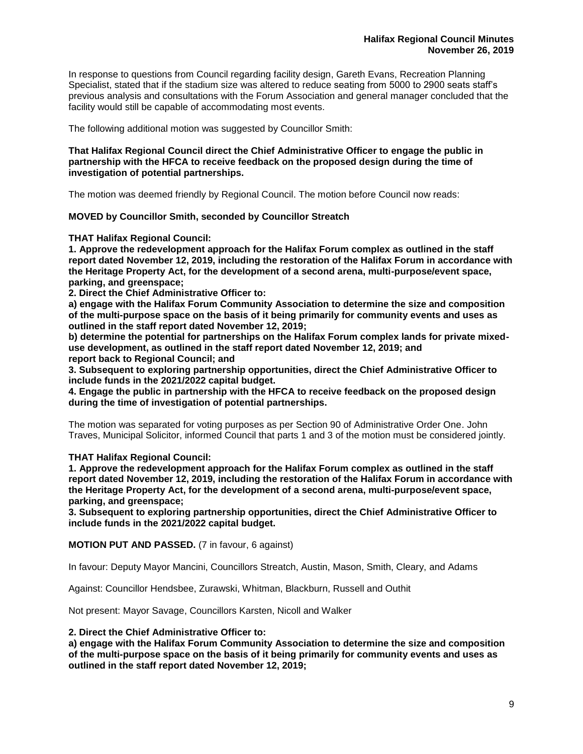In response to questions from Council regarding facility design, Gareth Evans, Recreation Planning Specialist, stated that if the stadium size was altered to reduce seating from 5000 to 2900 seats staff's previous analysis and consultations with the Forum Association and general manager concluded that the facility would still be capable of accommodating most events.

The following additional motion was suggested by Councillor Smith:

**That Halifax Regional Council direct the Chief Administrative Officer to engage the public in partnership with the HFCA to receive feedback on the proposed design during the time of investigation of potential partnerships.**

The motion was deemed friendly by Regional Council. The motion before Council now reads:

**MOVED by Councillor Smith, seconded by Councillor Streatch**

**THAT Halifax Regional Council:**
**1. Approve the redevelopment approach for the Halifax Forum complex as outlined in the staff report dated November 12, 2019, including the restoration of the Halifax Forum in accordance with the Heritage Property Act, for the development of a second arena, multi-purpose/event space, parking, and greenspace;**
**2. Direct the Chief Administrative Officer to:**
**a) engage with the Halifax Forum Community Association to determine the size and composition of the multi-purpose space on the basis of it being primarily for community events and uses as outlined in the staff report dated November 12, 2019;**
**b) determine the potential for partnerships on the Halifax Forum complex lands for private mixed-use development, as outlined in the staff report dated November 12, 2019; and**
**report back to Regional Council; and**
**3. Subsequent to exploring partnership opportunities, direct the Chief Administrative Officer to include funds in the 2021/2022 capital budget.**
**4. Engage the public in partnership with the HFCA to receive feedback on the proposed design during the time of investigation of potential partnerships.**

The motion was separated for voting purposes as per Section 90 of Administrative Order One. John Traves, Municipal Solicitor, informed Council that parts 1 and 3 of the motion must be considered jointly.

**THAT Halifax Regional Council:**
**1. Approve the redevelopment approach for the Halifax Forum complex as outlined in the staff report dated November 12, 2019, including the restoration of the Halifax Forum in accordance with the Heritage Property Act, for the development of a second arena, multi-purpose/event space, parking, and greenspace;**
**3. Subsequent to exploring partnership opportunities, direct the Chief Administrative Officer to include funds in the 2021/2022 capital budget.**

**MOTION PUT AND PASSED.** (7 in favour, 6 against)

In favour: Deputy Mayor Mancini, Councillors Streatch, Austin, Mason, Smith, Cleary, and Adams

Against: Councillor Hendsbee, Zurawski, Whitman, Blackburn, Russell and Outhit

Not present: Mayor Savage, Councillors Karsten, Nicoll and Walker

**2. Direct the Chief Administrative Officer to:**
**a) engage with the Halifax Forum Community Association to determine the size and composition of the multi-purpose space on the basis of it being primarily for community events and uses as outlined in the staff report dated November 12, 2019;**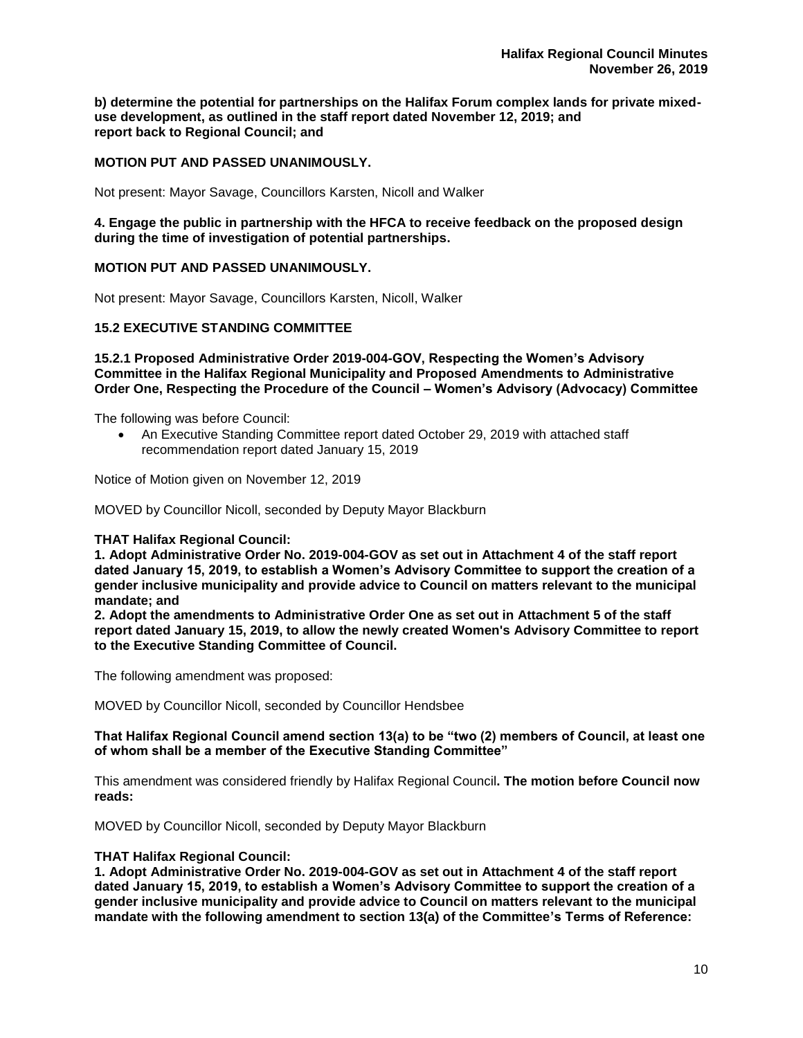**b) determine the potential for partnerships on the Halifax Forum complex lands for private mixed-use development, as outlined in the staff report dated November 12, 2019; and report back to Regional Council; and**

**MOTION PUT AND PASSED UNANIMOUSLY.**

Not present: Mayor Savage, Councillors Karsten, Nicoll and Walker

**4. Engage the public in partnership with the HFCA to receive feedback on the proposed design during the time of investigation of potential partnerships.**

**MOTION PUT AND PASSED UNANIMOUSLY.**

Not present: Mayor Savage, Councillors Karsten, Nicoll, Walker

### 15.2 EXECUTIVE STANDING COMMITTEE

#### 15.2.1 Proposed Administrative Order 2019-004-GOV, Respecting the Women's Advisory Committee in the Halifax Regional Municipality and Proposed Amendments to Administrative Order One, Respecting the Procedure of the Council – Women's Advisory (Advocacy) Committee

The following was before Council:

- An Executive Standing Committee report dated October 29, 2019 with attached staff recommendation report dated January 15, 2019

Notice of Motion given on November 12, 2019

MOVED by Councillor Nicoll, seconded by Deputy Mayor Blackburn

**THAT Halifax Regional Council:**
**1. Adopt Administrative Order No. 2019-004-GOV as set out in Attachment 4 of the staff report dated January 15, 2019, to establish a Women's Advisory Committee to support the creation of a gender inclusive municipality and provide advice to Council on matters relevant to the municipal mandate; and**
**2. Adopt the amendments to Administrative Order One as set out in Attachment 5 of the staff report dated January 15, 2019, to allow the newly created Women's Advisory Committee to report to the Executive Standing Committee of Council.**

The following amendment was proposed:

MOVED by Councillor Nicoll, seconded by Councillor Hendsbee

**That Halifax Regional Council amend section 13(a) to be "two (2) members of Council, at least one of whom shall be a member of the Executive Standing Committee"**

This amendment was considered friendly by Halifax Regional Council**. The motion before Council now reads:**

MOVED by Councillor Nicoll, seconded by Deputy Mayor Blackburn

**THAT Halifax Regional Council:**
**1. Adopt Administrative Order No. 2019-004-GOV as set out in Attachment 4 of the staff report dated January 15, 2019, to establish a Women's Advisory Committee to support the creation of a gender inclusive municipality and provide advice to Council on matters relevant to the municipal mandate with the following amendment to section 13(a) of the Committee's Terms of Reference:**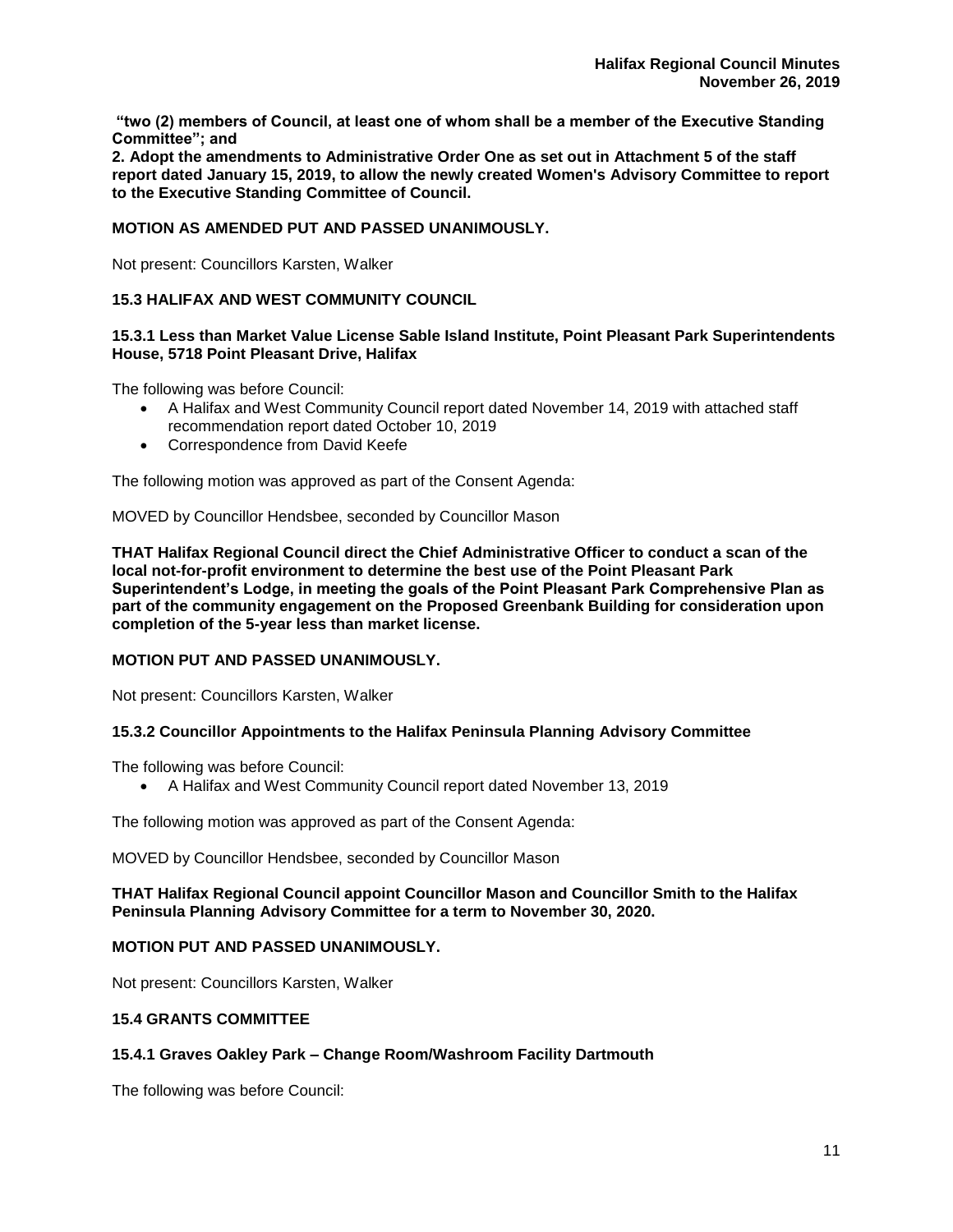**"two (2) members of Council, at least one of whom shall be a member of the Executive Standing Committee"; and**

**2. Adopt the amendments to Administrative Order One as set out in Attachment 5 of the staff report dated January 15, 2019, to allow the newly created Women's Advisory Committee to report to the Executive Standing Committee of Council.**

**MOTION AS AMENDED PUT AND PASSED UNANIMOUSLY.**

Not present: Councillors Karsten, Walker

### 15.3 HALIFAX AND WEST COMMUNITY COUNCIL

#### 15.3.1 Less than Market Value License Sable Island Institute, Point Pleasant Park Superintendents House, 5718 Point Pleasant Drive, Halifax

The following was before Council:

- A Halifax and West Community Council report dated November 14, 2019 with attached staff recommendation report dated October 10, 2019
- Correspondence from David Keefe

The following motion was approved as part of the Consent Agenda:

MOVED by Councillor Hendsbee, seconded by Councillor Mason

**THAT Halifax Regional Council direct the Chief Administrative Officer to conduct a scan of the local not-for-profit environment to determine the best use of the Point Pleasant Park Superintendent's Lodge, in meeting the goals of the Point Pleasant Park Comprehensive Plan as part of the community engagement on the Proposed Greenbank Building for consideration upon completion of the 5-year less than market license.**

**MOTION PUT AND PASSED UNANIMOUSLY.**

Not present: Councillors Karsten, Walker

#### 15.3.2 Councillor Appointments to the Halifax Peninsula Planning Advisory Committee

The following was before Council:

- A Halifax and West Community Council report dated November 13, 2019

The following motion was approved as part of the Consent Agenda:

MOVED by Councillor Hendsbee, seconded by Councillor Mason

**THAT Halifax Regional Council appoint Councillor Mason and Councillor Smith to the Halifax Peninsula Planning Advisory Committee for a term to November 30, 2020.**

**MOTION PUT AND PASSED UNANIMOUSLY.**

Not present: Councillors Karsten, Walker

### 15.4 GRANTS COMMITTEE

#### 15.4.1 Graves Oakley Park – Change Room/Washroom Facility Dartmouth

The following was before Council: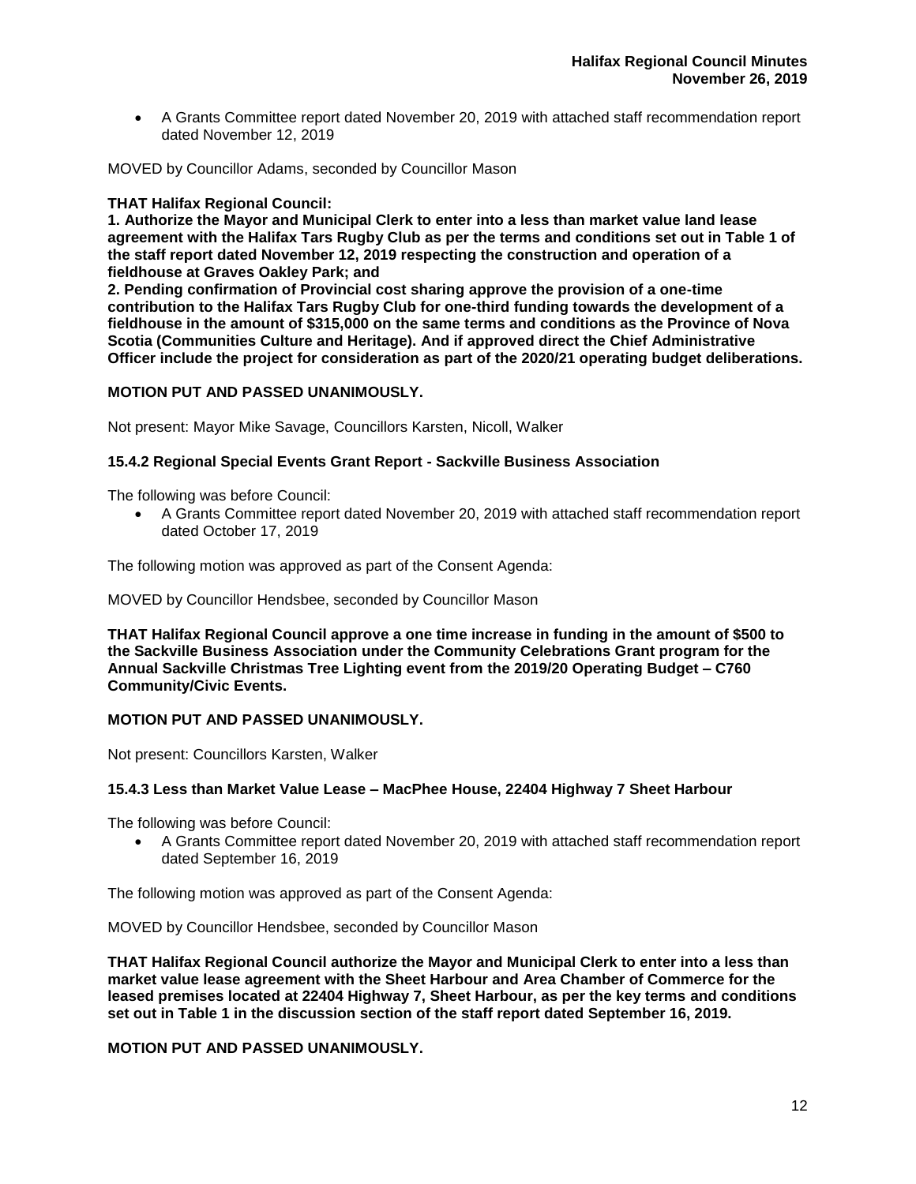- A Grants Committee report dated November 20, 2019 with attached staff recommendation report dated November 12, 2019

MOVED by Councillor Adams, seconded by Councillor Mason

**THAT Halifax Regional Council:**
**1. Authorize the Mayor and Municipal Clerk to enter into a less than market value land lease agreement with the Halifax Tars Rugby Club as per the terms and conditions set out in Table 1 of the staff report dated November 12, 2019 respecting the construction and operation of a fieldhouse at Graves Oakley Park; and**
**2. Pending confirmation of Provincial cost sharing approve the provision of a one-time contribution to the Halifax Tars Rugby Club for one-third funding towards the development of a fieldhouse in the amount of $315,000 on the same terms and conditions as the Province of Nova Scotia (Communities Culture and Heritage). And if approved direct the Chief Administrative Officer include the project for consideration as part of the 2020/21 operating budget deliberations.**

**MOTION PUT AND PASSED UNANIMOUSLY.**

Not present: Mayor Mike Savage, Councillors Karsten, Nicoll, Walker

### 15.4.2 Regional Special Events Grant Report - Sackville Business Association

The following was before Council:

- A Grants Committee report dated November 20, 2019 with attached staff recommendation report dated October 17, 2019

The following motion was approved as part of the Consent Agenda:

MOVED by Councillor Hendsbee, seconded by Councillor Mason

**THAT Halifax Regional Council approve a one time increase in funding in the amount of $500 to the Sackville Business Association under the Community Celebrations Grant program for the Annual Sackville Christmas Tree Lighting event from the 2019/20 Operating Budget – C760 Community/Civic Events.**

**MOTION PUT AND PASSED UNANIMOUSLY.**

Not present: Councillors Karsten, Walker

### 15.4.3 Less than Market Value Lease – MacPhee House, 22404 Highway 7 Sheet Harbour

The following was before Council:

- A Grants Committee report dated November 20, 2019 with attached staff recommendation report dated September 16, 2019

The following motion was approved as part of the Consent Agenda:

MOVED by Councillor Hendsbee, seconded by Councillor Mason

**THAT Halifax Regional Council authorize the Mayor and Municipal Clerk to enter into a less than market value lease agreement with the Sheet Harbour and Area Chamber of Commerce for the leased premises located at 22404 Highway 7, Sheet Harbour, as per the key terms and conditions set out in Table 1 in the discussion section of the staff report dated September 16, 2019.**

**MOTION PUT AND PASSED UNANIMOUSLY.**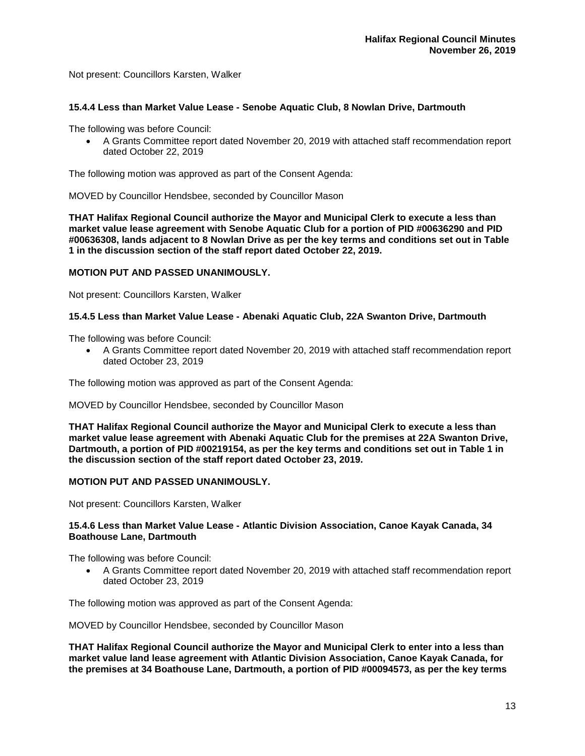Not present: Councillors Karsten, Walker

### 15.4.4 Less than Market Value Lease - Senobe Aquatic Club, 8 Nowlan Drive, Dartmouth

The following was before Council:

- A Grants Committee report dated November 20, 2019 with attached staff recommendation report dated October 22, 2019

The following motion was approved as part of the Consent Agenda:

MOVED by Councillor Hendsbee, seconded by Councillor Mason

**THAT Halifax Regional Council authorize the Mayor and Municipal Clerk to execute a less than market value lease agreement with Senobe Aquatic Club for a portion of PID #00636290 and PID #00636308, lands adjacent to 8 Nowlan Drive as per the key terms and conditions set out in Table 1 in the discussion section of the staff report dated October 22, 2019.**

**MOTION PUT AND PASSED UNANIMOUSLY.**

Not present: Councillors Karsten, Walker

### 15.4.5 Less than Market Value Lease - Abenaki Aquatic Club, 22A Swanton Drive, Dartmouth

The following was before Council:

- A Grants Committee report dated November 20, 2019 with attached staff recommendation report dated October 23, 2019

The following motion was approved as part of the Consent Agenda:

MOVED by Councillor Hendsbee, seconded by Councillor Mason

**THAT Halifax Regional Council authorize the Mayor and Municipal Clerk to execute a less than market value lease agreement with Abenaki Aquatic Club for the premises at 22A Swanton Drive, Dartmouth, a portion of PID #00219154, as per the key terms and conditions set out in Table 1 in the discussion section of the staff report dated October 23, 2019.**

**MOTION PUT AND PASSED UNANIMOUSLY.**

Not present: Councillors Karsten, Walker

### 15.4.6 Less than Market Value Lease - Atlantic Division Association, Canoe Kayak Canada, 34 Boathouse Lane, Dartmouth

The following was before Council:

- A Grants Committee report dated November 20, 2019 with attached staff recommendation report dated October 23, 2019

The following motion was approved as part of the Consent Agenda:

MOVED by Councillor Hendsbee, seconded by Councillor Mason

**THAT Halifax Regional Council authorize the Mayor and Municipal Clerk to enter into a less than market value land lease agreement with Atlantic Division Association, Canoe Kayak Canada, for the premises at 34 Boathouse Lane, Dartmouth, a portion of PID #00094573, as per the key terms**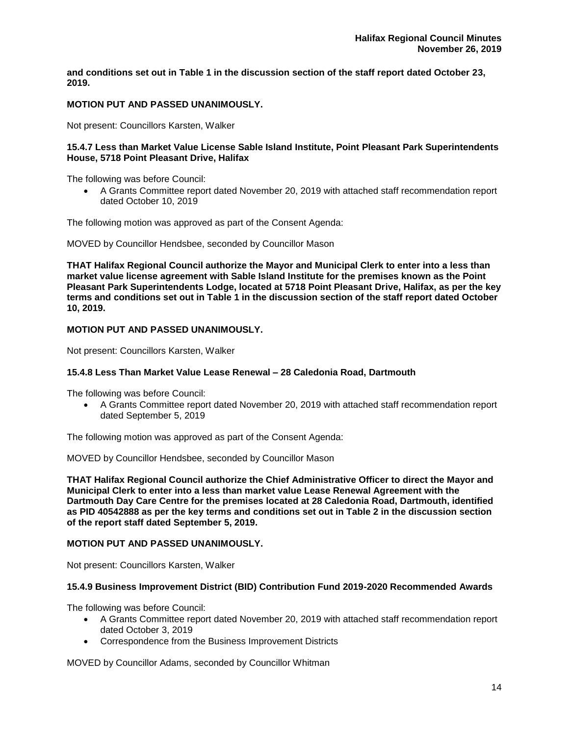**and conditions set out in Table 1 in the discussion section of the staff report dated October 23, 2019.**

**MOTION PUT AND PASSED UNANIMOUSLY.**

Not present: Councillors Karsten, Walker

**15.4.7 Less than Market Value License Sable Island Institute, Point Pleasant Park Superintendents House, 5718 Point Pleasant Drive, Halifax**

The following was before Council:

- A Grants Committee report dated November 20, 2019 with attached staff recommendation report dated October 10, 2019

The following motion was approved as part of the Consent Agenda:

MOVED by Councillor Hendsbee, seconded by Councillor Mason

**THAT Halifax Regional Council authorize the Mayor and Municipal Clerk to enter into a less than market value license agreement with Sable Island Institute for the premises known as the Point Pleasant Park Superintendents Lodge, located at 5718 Point Pleasant Drive, Halifax, as per the key terms and conditions set out in Table 1 in the discussion section of the staff report dated October 10, 2019.**

**MOTION PUT AND PASSED UNANIMOUSLY.**

Not present: Councillors Karsten, Walker

**15.4.8 Less Than Market Value Lease Renewal – 28 Caledonia Road, Dartmouth**

The following was before Council:

- A Grants Committee report dated November 20, 2019 with attached staff recommendation report dated September 5, 2019

The following motion was approved as part of the Consent Agenda:

MOVED by Councillor Hendsbee, seconded by Councillor Mason

**THAT Halifax Regional Council authorize the Chief Administrative Officer to direct the Mayor and Municipal Clerk to enter into a less than market value Lease Renewal Agreement with the Dartmouth Day Care Centre for the premises located at 28 Caledonia Road, Dartmouth, identified as PID 40542888 as per the key terms and conditions set out in Table 2 in the discussion section of the report staff dated September 5, 2019.**

**MOTION PUT AND PASSED UNANIMOUSLY.**

Not present: Councillors Karsten, Walker

**15.4.9 Business Improvement District (BID) Contribution Fund 2019-2020 Recommended Awards**

The following was before Council:

- A Grants Committee report dated November 20, 2019 with attached staff recommendation report dated October 3, 2019
- Correspondence from the Business Improvement Districts

MOVED by Councillor Adams, seconded by Councillor Whitman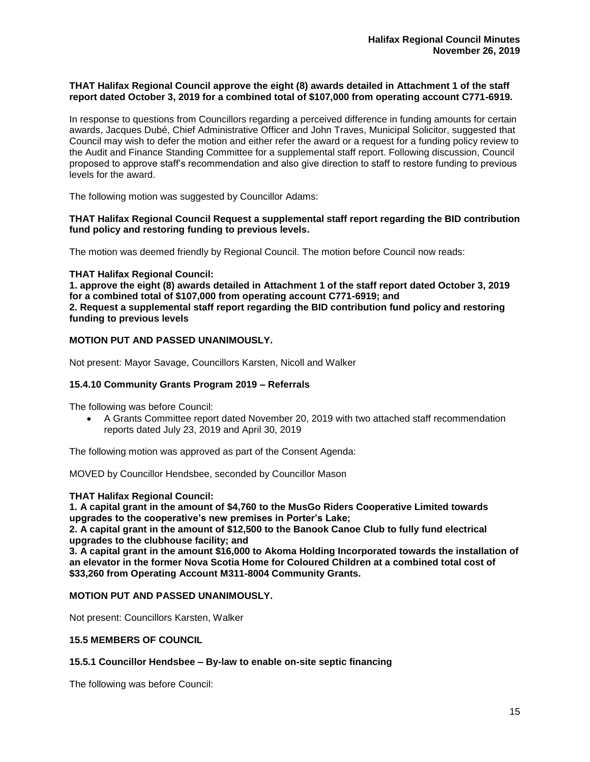**THAT Halifax Regional Council approve the eight (8) awards detailed in Attachment 1 of the staff report dated October 3, 2019 for a combined total of $107,000 from operating account C771-6919.**

In response to questions from Councillors regarding a perceived difference in funding amounts for certain awards, Jacques Dubé, Chief Administrative Officer and John Traves, Municipal Solicitor, suggested that Council may wish to defer the motion and either refer the award or a request for a funding policy review to the Audit and Finance Standing Committee for a supplemental staff report. Following discussion, Council proposed to approve staff's recommendation and also give direction to staff to restore funding to previous levels for the award.

The following motion was suggested by Councillor Adams:

**THAT Halifax Regional Council Request a supplemental staff report regarding the BID contribution fund policy and restoring funding to previous levels.**

The motion was deemed friendly by Regional Council. The motion before Council now reads:

**THAT Halifax Regional Council:**
**1. approve the eight (8) awards detailed in Attachment 1 of the staff report dated October 3, 2019 for a combined total of $107,000 from operating account C771-6919; and**
**2. Request a supplemental staff report regarding the BID contribution fund policy and restoring funding to previous levels**

**MOTION PUT AND PASSED UNANIMOUSLY.**

Not present: Mayor Savage, Councillors Karsten, Nicoll and Walker

### 15.4.10 Community Grants Program 2019 – Referrals

The following was before Council:

- A Grants Committee report dated November 20, 2019 with two attached staff recommendation reports dated July 23, 2019 and April 30, 2019

The following motion was approved as part of the Consent Agenda:

MOVED by Councillor Hendsbee, seconded by Councillor Mason

**THAT Halifax Regional Council:**
**1. A capital grant in the amount of $4,760 to the MusGo Riders Cooperative Limited towards upgrades to the cooperative's new premises in Porter's Lake;**
**2. A capital grant in the amount of $12,500 to the Banook Canoe Club to fully fund electrical upgrades to the clubhouse facility; and**
**3. A capital grant in the amount $16,000 to Akoma Holding Incorporated towards the installation of an elevator in the former Nova Scotia Home for Coloured Children at a combined total cost of $33,260 from Operating Account M311-8004 Community Grants.**

**MOTION PUT AND PASSED UNANIMOUSLY.**

Not present: Councillors Karsten, Walker

## 15.5 MEMBERS OF COUNCIL

### 15.5.1 Councillor Hendsbee – By-law to enable on-site septic financing

The following was before Council: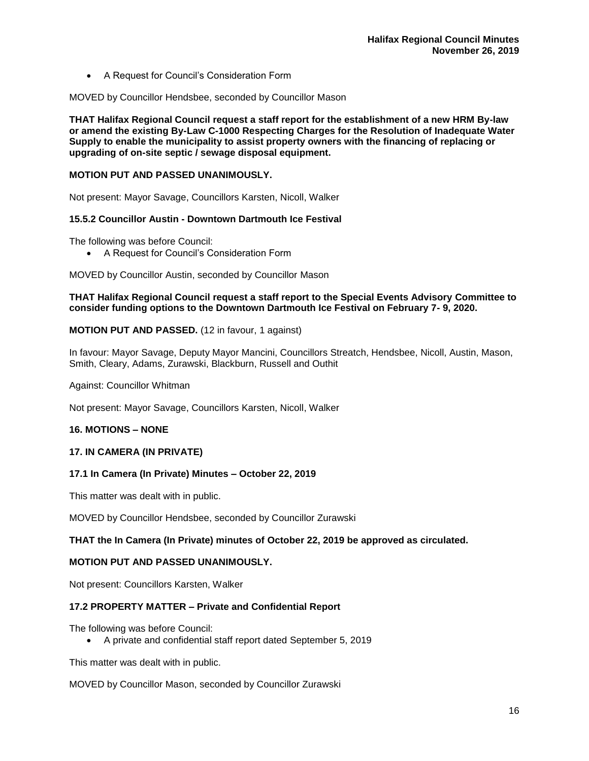- A Request for Council's Consideration Form

MOVED by Councillor Hendsbee, seconded by Councillor Mason

**THAT Halifax Regional Council request a staff report for the establishment of a new HRM By-law or amend the existing By-Law C-1000 Respecting Charges for the Resolution of Inadequate Water Supply to enable the municipality to assist property owners with the financing of replacing or upgrading of on-site septic / sewage disposal equipment.**

**MOTION PUT AND PASSED UNANIMOUSLY.**

Not present: Mayor Savage, Councillors Karsten, Nicoll, Walker

### 15.5.2 Councillor Austin - Downtown Dartmouth Ice Festival

The following was before Council:

- A Request for Council's Consideration Form

MOVED by Councillor Austin, seconded by Councillor Mason

**THAT Halifax Regional Council request a staff report to the Special Events Advisory Committee to consider funding options to the Downtown Dartmouth Ice Festival on February 7- 9, 2020.**

**MOTION PUT AND PASSED.** (12 in favour, 1 against)

In favour: Mayor Savage, Deputy Mayor Mancini, Councillors Streatch, Hendsbee, Nicoll, Austin, Mason, Smith, Cleary, Adams, Zurawski, Blackburn, Russell and Outhit

Against: Councillor Whitman

Not present: Mayor Savage, Councillors Karsten, Nicoll, Walker

## 16. MOTIONS – NONE

## 17. IN CAMERA (IN PRIVATE)

### 17.1 In Camera (In Private) Minutes – October 22, 2019

This matter was dealt with in public.

MOVED by Councillor Hendsbee, seconded by Councillor Zurawski

**THAT the In Camera (In Private) minutes of October 22, 2019 be approved as circulated.**

**MOTION PUT AND PASSED UNANIMOUSLY.**

Not present: Councillors Karsten, Walker

### 17.2 PROPERTY MATTER – Private and Confidential Report

The following was before Council:

- A private and confidential staff report dated September 5, 2019

This matter was dealt with in public.

MOVED by Councillor Mason, seconded by Councillor Zurawski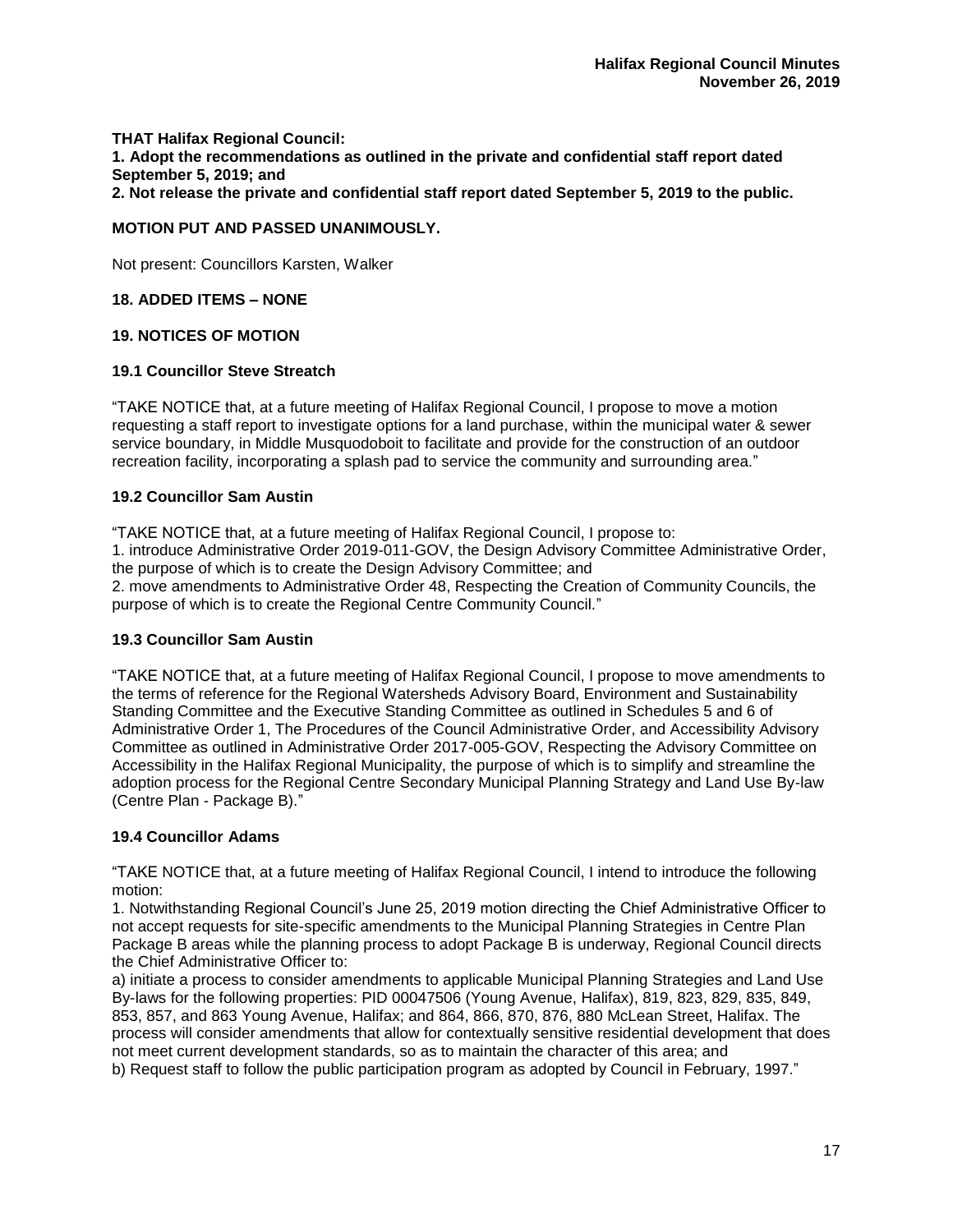**THAT Halifax Regional Council:**
**1. Adopt the recommendations as outlined in the private and confidential staff report dated September 5, 2019; and**
**2. Not release the private and confidential staff report dated September 5, 2019 to the public.**

**MOTION PUT AND PASSED UNANIMOUSLY.**

Not present: Councillors Karsten, Walker

## 18. ADDED ITEMS – NONE

## 19. NOTICES OF MOTION

### 19.1 Councillor Steve Streatch

"TAKE NOTICE that, at a future meeting of Halifax Regional Council, I propose to move a motion requesting a staff report to investigate options for a land purchase, within the municipal water & sewer service boundary, in Middle Musquodoboit to facilitate and provide for the construction of an outdoor recreation facility, incorporating a splash pad to service the community and surrounding area."

### 19.2 Councillor Sam Austin

"TAKE NOTICE that, at a future meeting of Halifax Regional Council, I propose to:
1. introduce Administrative Order 2019-011-GOV, the Design Advisory Committee Administrative Order, the purpose of which is to create the Design Advisory Committee; and
2. move amendments to Administrative Order 48, Respecting the Creation of Community Councils, the purpose of which is to create the Regional Centre Community Council."

### 19.3 Councillor Sam Austin

"TAKE NOTICE that, at a future meeting of Halifax Regional Council, I propose to move amendments to the terms of reference for the Regional Watersheds Advisory Board, Environment and Sustainability Standing Committee and the Executive Standing Committee as outlined in Schedules 5 and 6 of Administrative Order 1, The Procedures of the Council Administrative Order, and Accessibility Advisory Committee as outlined in Administrative Order 2017-005-GOV, Respecting the Advisory Committee on Accessibility in the Halifax Regional Municipality, the purpose of which is to simplify and streamline the adoption process for the Regional Centre Secondary Municipal Planning Strategy and Land Use By-law (Centre Plan - Package B)."

### 19.4 Councillor Adams

"TAKE NOTICE that, at a future meeting of Halifax Regional Council, I intend to introduce the following motion:
1. Notwithstanding Regional Council's June 25, 2019 motion directing the Chief Administrative Officer to not accept requests for site-specific amendments to the Municipal Planning Strategies in Centre Plan Package B areas while the planning process to adopt Package B is underway, Regional Council directs the Chief Administrative Officer to:
a) initiate a process to consider amendments to applicable Municipal Planning Strategies and Land Use By-laws for the following properties: PID 00047506 (Young Avenue, Halifax), 819, 823, 829, 835, 849, 853, 857, and 863 Young Avenue, Halifax; and 864, 866, 870, 876, 880 McLean Street, Halifax. The process will consider amendments that allow for contextually sensitive residential development that does not meet current development standards, so as to maintain the character of this area; and
b) Request staff to follow the public participation program as adopted by Council in February, 1997."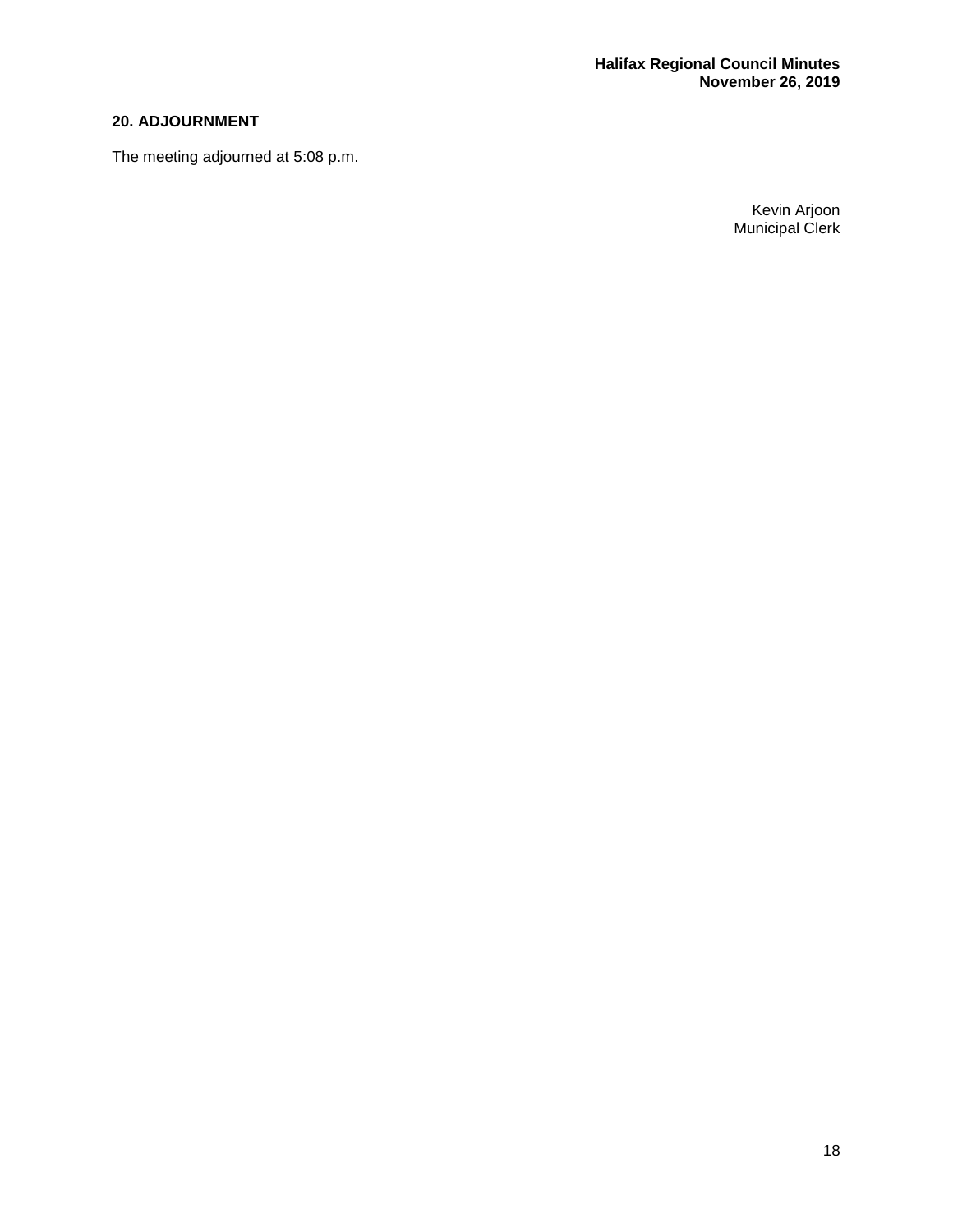## 20. ADJOURNMENT

The meeting adjourned at 5:08 p.m.

Kevin Arjoon
Municipal Clerk